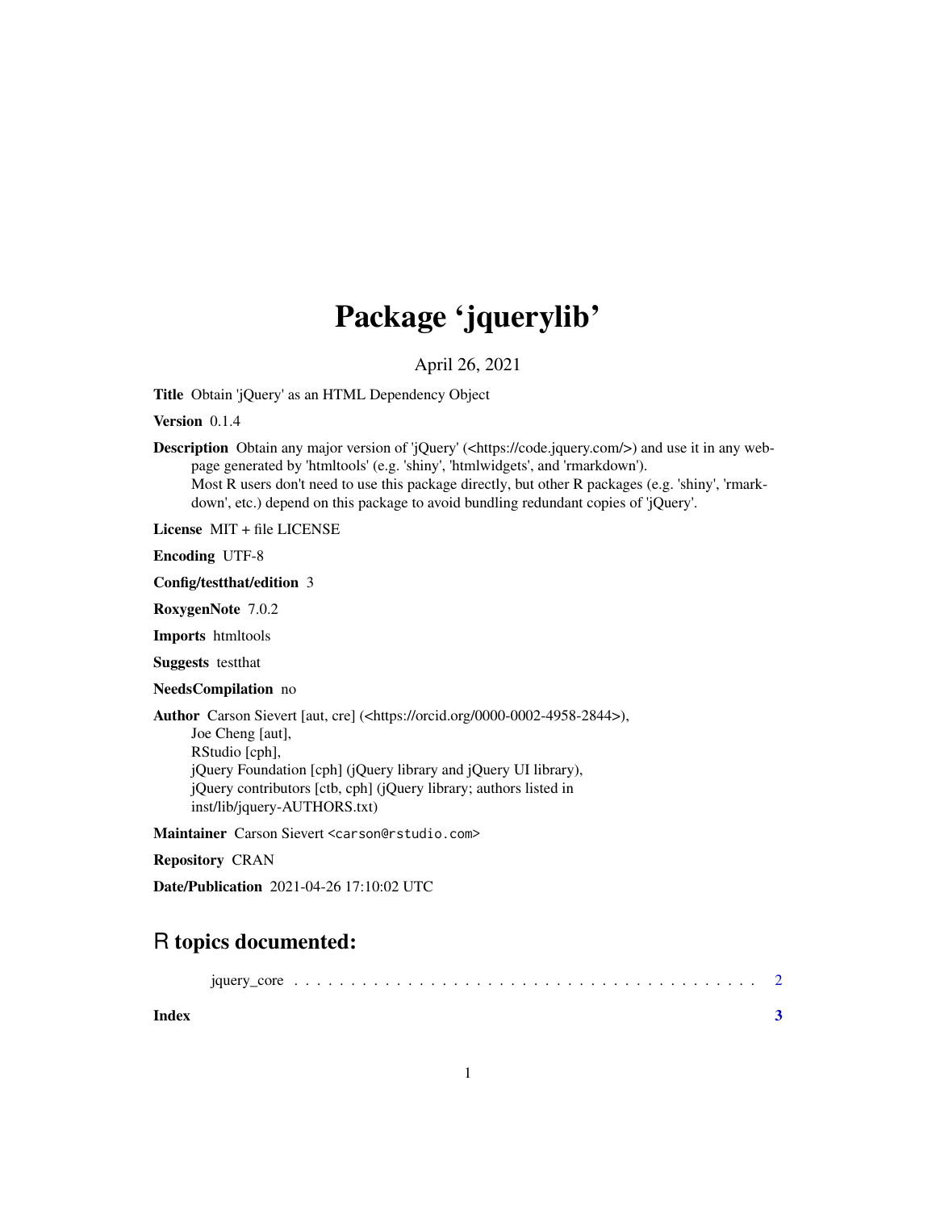# Package 'jquerylib'

April 26, 2021

**Title** Obtain 'jQuery' as an HTML Dependency Object

**Version** 0.1.4

**Description** Obtain any major version of 'jQuery' (<https://code.jquery.com/>) and use it in any webpage generated by 'htmltools' (e.g. 'shiny', 'htmlwidgets', and 'rmarkdown').
Most R users don't need to use this package directly, but other R packages (e.g. 'shiny', 'rmarkdown', etc.) depend on this package to avoid bundling redundant copies of 'jQuery'.

**License** MIT + file LICENSE

**Encoding** UTF-8

**Config/testthat/edition** 3

**RoxygenNote** 7.0.2

**Imports** htmltools

**Suggests** testthat

**NeedsCompilation** no

**Author** Carson Sievert [aut, cre] (<https://orcid.org/0000-0002-4958-2844>),
Joe Cheng [aut],
RStudio [cph],
jQuery Foundation [cph] (jQuery library and jQuery UI library),
jQuery contributors [ctb, cph] (jQuery library; authors listed in inst/lib/jquery-AUTHORS.txt)

**Maintainer** Carson Sievert <carson@rstudio.com>

**Repository** CRAN

**Date/Publication** 2021-04-26 17:10:02 UTC

## R topics documented:

jquery_core . . . . . . . . . . . . . . . . . . . . . . . . . . . . . . . . . . . . . . . . 2

**Index** **3**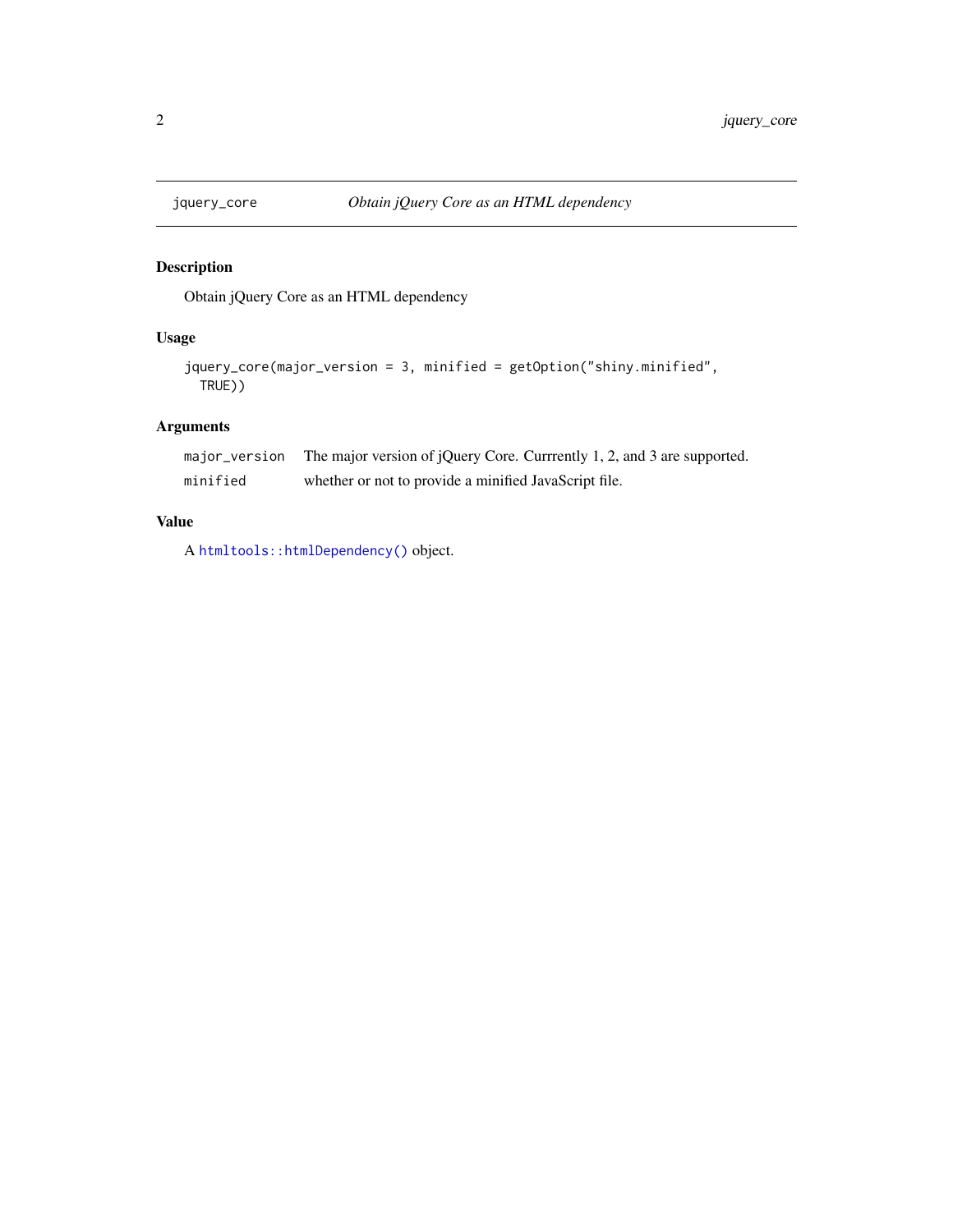# jquery_core — *Obtain jQuery Core as an HTML dependency*

## Description

Obtain jQuery Core as an HTML dependency

## Usage

```
jquery_core(major_version = 3, minified = getOption("shiny.minified",
  TRUE))
```

## Arguments

| | |
|---|---|
| major_version | The major version of jQuery Core. Currrently 1, 2, and 3 are supported. |
| minified | whether or not to provide a minified JavaScript file. |

## Value

A `htmltools::htmlDependency()` object.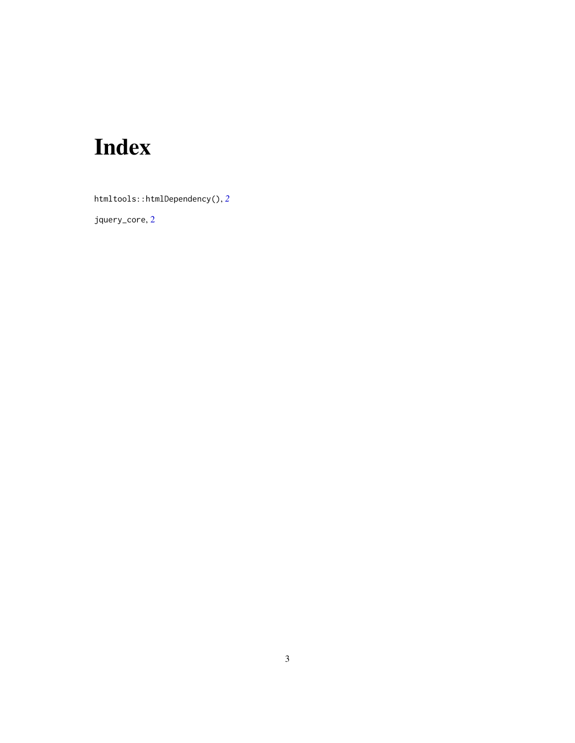# Index

htmltools::htmlDependency(), *2*

jquery_core, 2